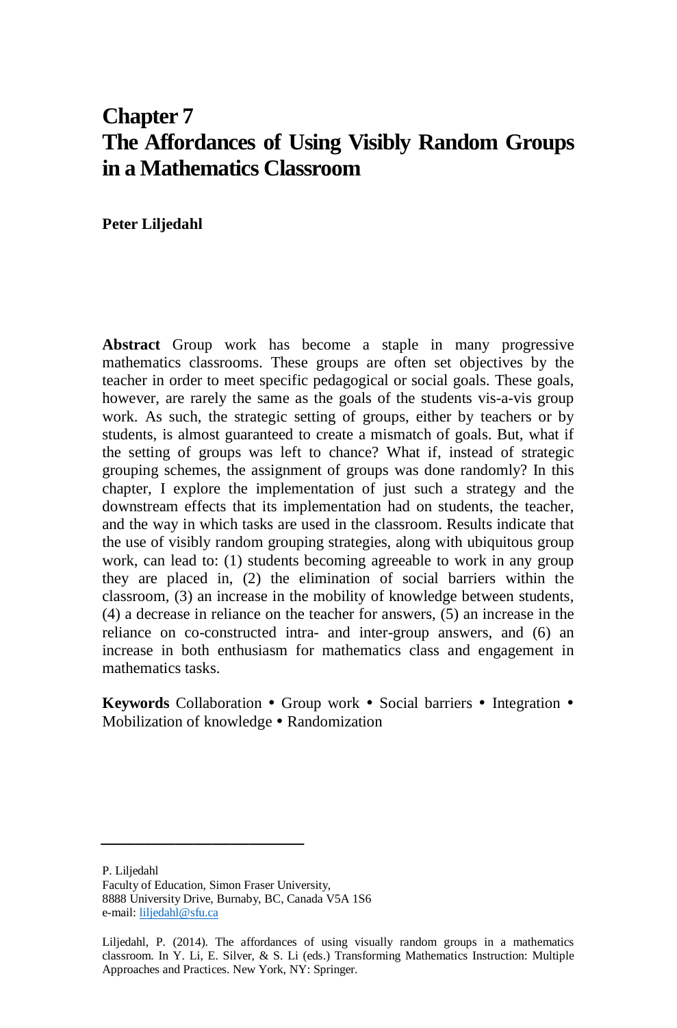# Chapter 7
# The Affordances of Using Visibly Random Groups in a Mathematics Classroom

**Peter Liljedahl**

**Abstract** Group work has become a staple in many progressive mathematics classrooms. These groups are often set objectives by the teacher in order to meet specific pedagogical or social goals. These goals, however, are rarely the same as the goals of the students vis-a-vis group work. As such, the strategic setting of groups, either by teachers or by students, is almost guaranteed to create a mismatch of goals. But, what if the setting of groups was left to chance? What if, instead of strategic grouping schemes, the assignment of groups was done randomly? In this chapter, I explore the implementation of just such a strategy and the downstream effects that its implementation had on students, the teacher, and the way in which tasks are used in the classroom. Results indicate that the use of visibly random grouping strategies, along with ubiquitous group work, can lead to: (1) students becoming agreeable to work in any group they are placed in, (2) the elimination of social barriers within the classroom, (3) an increase in the mobility of knowledge between students, (4) a decrease in reliance on the teacher for answers, (5) an increase in the reliance on co-constructed intra- and inter-group answers, and (6) an increase in both enthusiasm for mathematics class and engagement in mathematics tasks.

**Keywords** Collaboration • Group work • Social barriers • Integration • Mobilization of knowledge • Randomization

---

P. Liljedahl
Faculty of Education, Simon Fraser University,
8888 University Drive, Burnaby, BC, Canada V5A 1S6
e-mail: liljedahl@sfu.ca

Liljedahl, P. (2014). The affordances of using visually random groups in a mathematics classroom. In Y. Li, E. Silver, & S. Li (eds.) Transforming Mathematics Instruction: Multiple Approaches and Practices. New York, NY: Springer.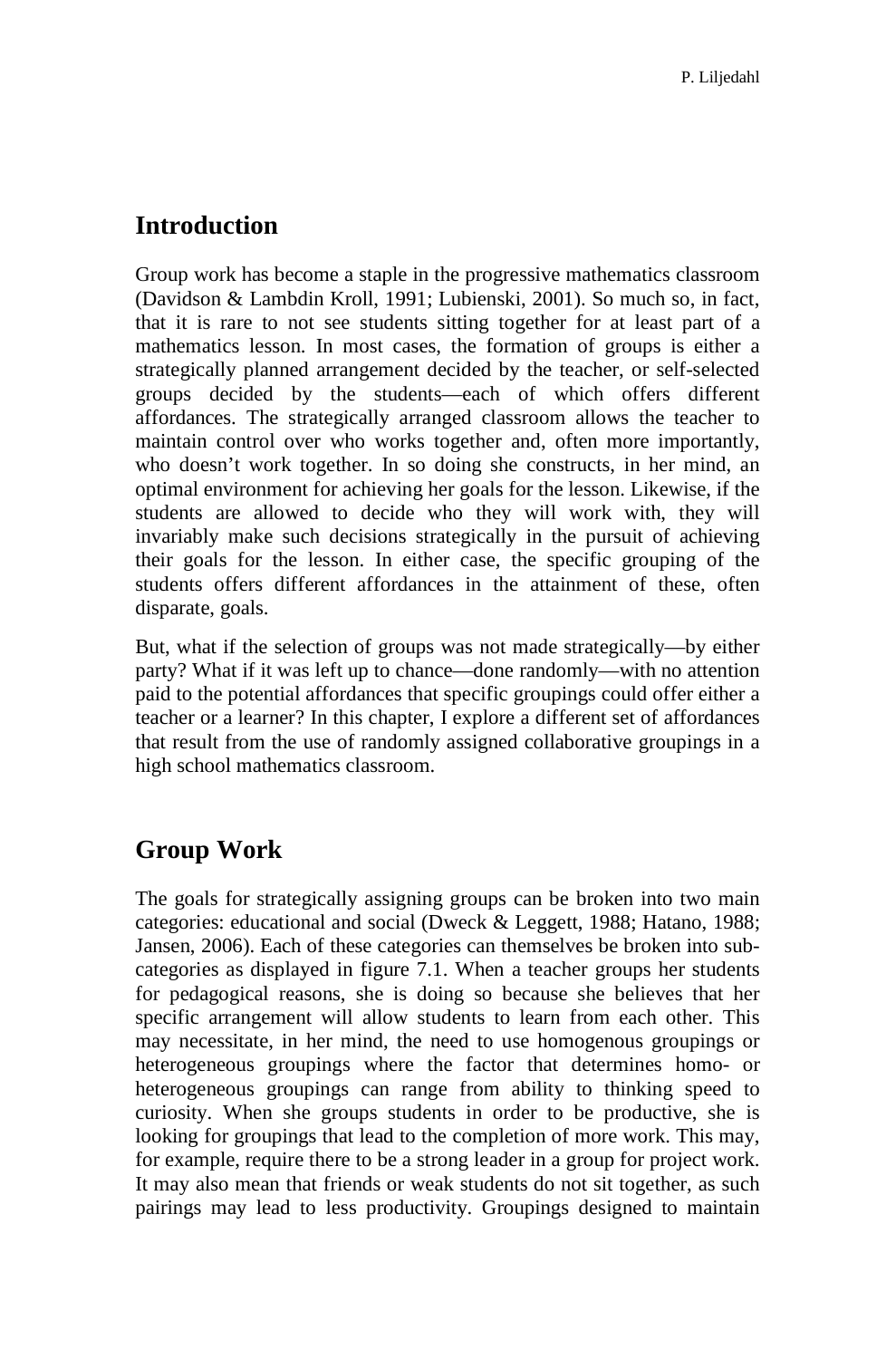## Introduction

Group work has become a staple in the progressive mathematics classroom (Davidson & Lambdin Kroll, 1991; Lubienski, 2001). So much so, in fact, that it is rare to not see students sitting together for at least part of a mathematics lesson. In most cases, the formation of groups is either a strategically planned arrangement decided by the teacher, or self-selected groups decided by the students—each of which offers different affordances. The strategically arranged classroom allows the teacher to maintain control over who works together and, often more importantly, who doesn't work together. In so doing she constructs, in her mind, an optimal environment for achieving her goals for the lesson. Likewise, if the students are allowed to decide who they will work with, they will invariably make such decisions strategically in the pursuit of achieving their goals for the lesson. In either case, the specific grouping of the students offers different affordances in the attainment of these, often disparate, goals.

But, what if the selection of groups was not made strategically—by either party? What if it was left up to chance—done randomly—with no attention paid to the potential affordances that specific groupings could offer either a teacher or a learner? In this chapter, I explore a different set of affordances that result from the use of randomly assigned collaborative groupings in a high school mathematics classroom.

## Group Work

The goals for strategically assigning groups can be broken into two main categories: educational and social (Dweck & Leggett, 1988; Hatano, 1988; Jansen, 2006). Each of these categories can themselves be broken into sub-categories as displayed in figure 7.1. When a teacher groups her students for pedagogical reasons, she is doing so because she believes that her specific arrangement will allow students to learn from each other. This may necessitate, in her mind, the need to use homogenous groupings or heterogeneous groupings where the factor that determines homo- or heterogeneous groupings can range from ability to thinking speed to curiosity. When she groups students in order to be productive, she is looking for groupings that lead to the completion of more work. This may, for example, require there to be a strong leader in a group for project work. It may also mean that friends or weak students do not sit together, as such pairings may lead to less productivity. Groupings designed to maintain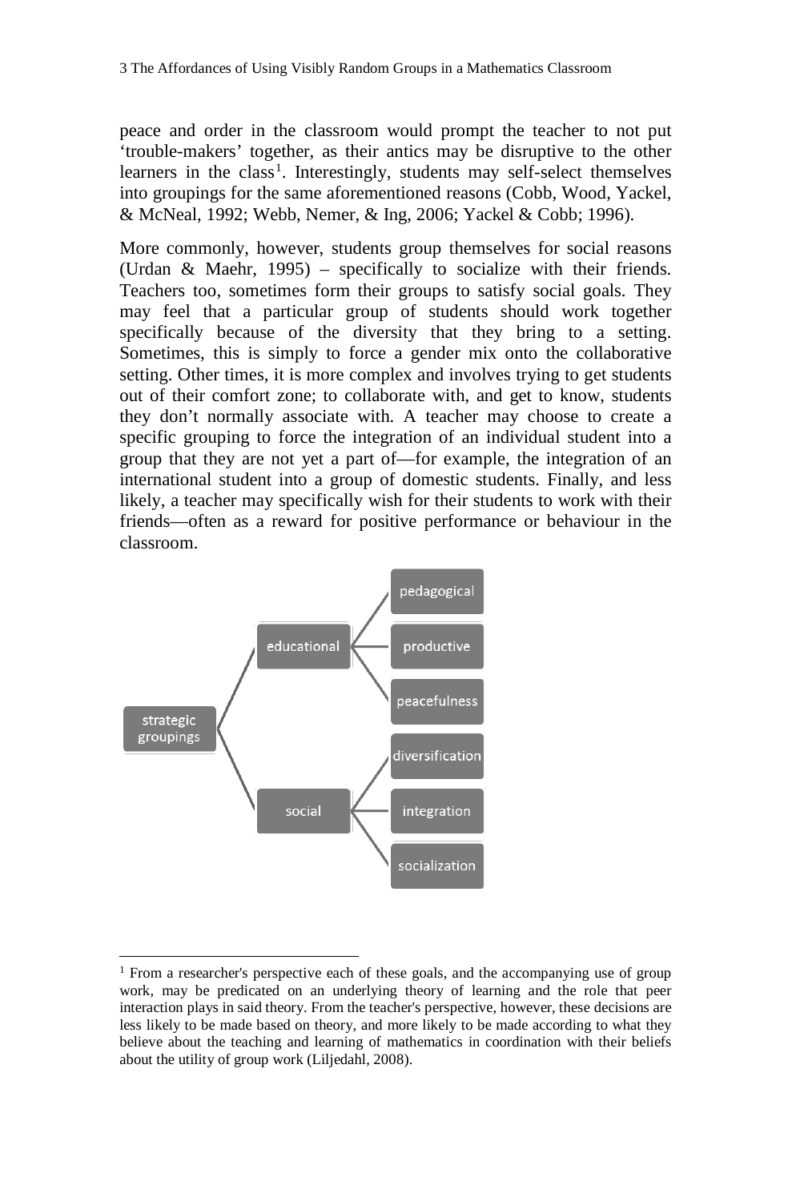peace and order in the classroom would prompt the teacher to not put 'trouble-makers' together, as their antics may be disruptive to the other learners in the class[1]. Interestingly, students may self-select themselves into groupings for the same aforementioned reasons (Cobb, Wood, Yackel, & McNeal, 1992; Webb, Nemer, & Ing, 2006; Yackel & Cobb; 1996).

More commonly, however, students group themselves for social reasons (Urdan & Maehr, 1995) – specifically to socialize with their friends. Teachers too, sometimes form their groups to satisfy social goals. They may feel that a particular group of students should work together specifically because of the diversity that they bring to a setting. Sometimes, this is simply to force a gender mix onto the collaborative setting. Other times, it is more complex and involves trying to get students out of their comfort zone; to collaborate with, and get to know, students they don't normally associate with. A teacher may choose to create a specific grouping to force the integration of an individual student into a group that they are not yet a part of—for example, the integration of an international student into a group of domestic students. Finally, and less likely, a teacher may specifically wish for their students to work with their friends—often as a reward for positive performance or behaviour in the classroom.

- strategic groupings
  - educational
    - pedagogical
    - productive
    - peacefulness
  - social
    - diversification
    - integration
    - socialization

[1] From a researcher's perspective each of these goals, and the accompanying use of group work, may be predicated on an underlying theory of learning and the role that peer interaction plays in said theory. From the teacher's perspective, however, these decisions are less likely to be made based on theory, and more likely to be made according to what they believe about the teaching and learning of mathematics in coordination with their beliefs about the utility of group work (Liljedahl, 2008).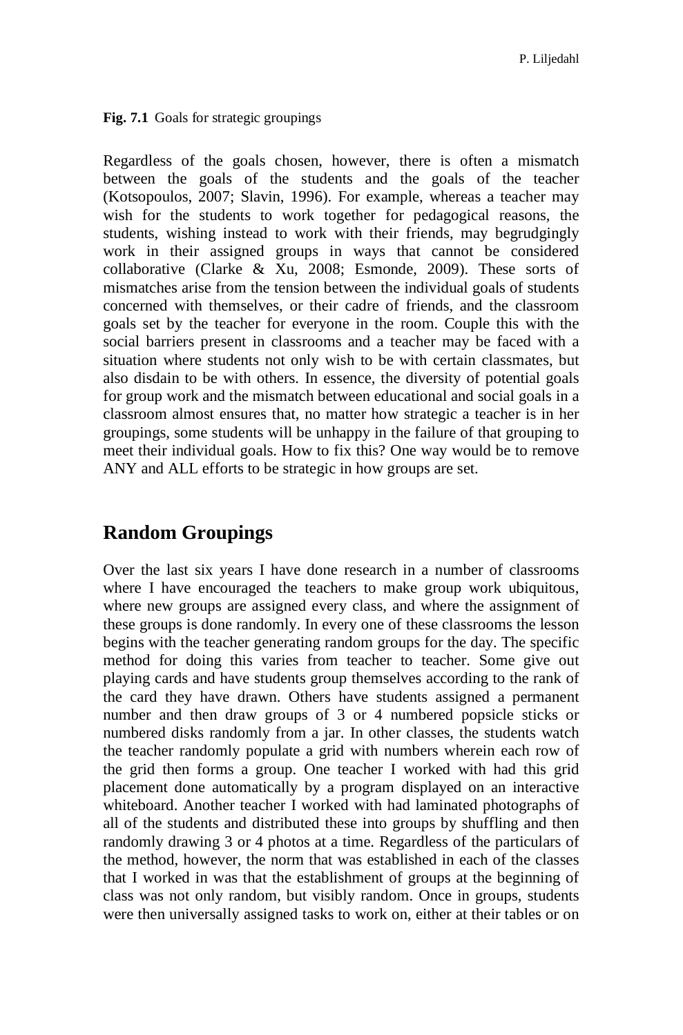**Fig. 7.1** Goals for strategic groupings

Regardless of the goals chosen, however, there is often a mismatch between the goals of the students and the goals of the teacher (Kotsopoulos, 2007; Slavin, 1996). For example, whereas a teacher may wish for the students to work together for pedagogical reasons, the students, wishing instead to work with their friends, may begrudgingly work in their assigned groups in ways that cannot be considered collaborative (Clarke & Xu, 2008; Esmonde, 2009). These sorts of mismatches arise from the tension between the individual goals of students concerned with themselves, or their cadre of friends, and the classroom goals set by the teacher for everyone in the room. Couple this with the social barriers present in classrooms and a teacher may be faced with a situation where students not only wish to be with certain classmates, but also disdain to be with others. In essence, the diversity of potential goals for group work and the mismatch between educational and social goals in a classroom almost ensures that, no matter how strategic a teacher is in her groupings, some students will be unhappy in the failure of that grouping to meet their individual goals. How to fix this? One way would be to remove ANY and ALL efforts to be strategic in how groups are set.

## Random Groupings

Over the last six years I have done research in a number of classrooms where I have encouraged the teachers to make group work ubiquitous, where new groups are assigned every class, and where the assignment of these groups is done randomly. In every one of these classrooms the lesson begins with the teacher generating random groups for the day. The specific method for doing this varies from teacher to teacher. Some give out playing cards and have students group themselves according to the rank of the card they have drawn. Others have students assigned a permanent number and then draw groups of 3 or 4 numbered popsicle sticks or numbered disks randomly from a jar. In other classes, the students watch the teacher randomly populate a grid with numbers wherein each row of the grid then forms a group. One teacher I worked with had this grid placement done automatically by a program displayed on an interactive whiteboard. Another teacher I worked with had laminated photographs of all of the students and distributed these into groups by shuffling and then randomly drawing 3 or 4 photos at a time. Regardless of the particulars of the method, however, the norm that was established in each of the classes that I worked in was that the establishment of groups at the beginning of class was not only random, but visibly random. Once in groups, students were then universally assigned tasks to work on, either at their tables or on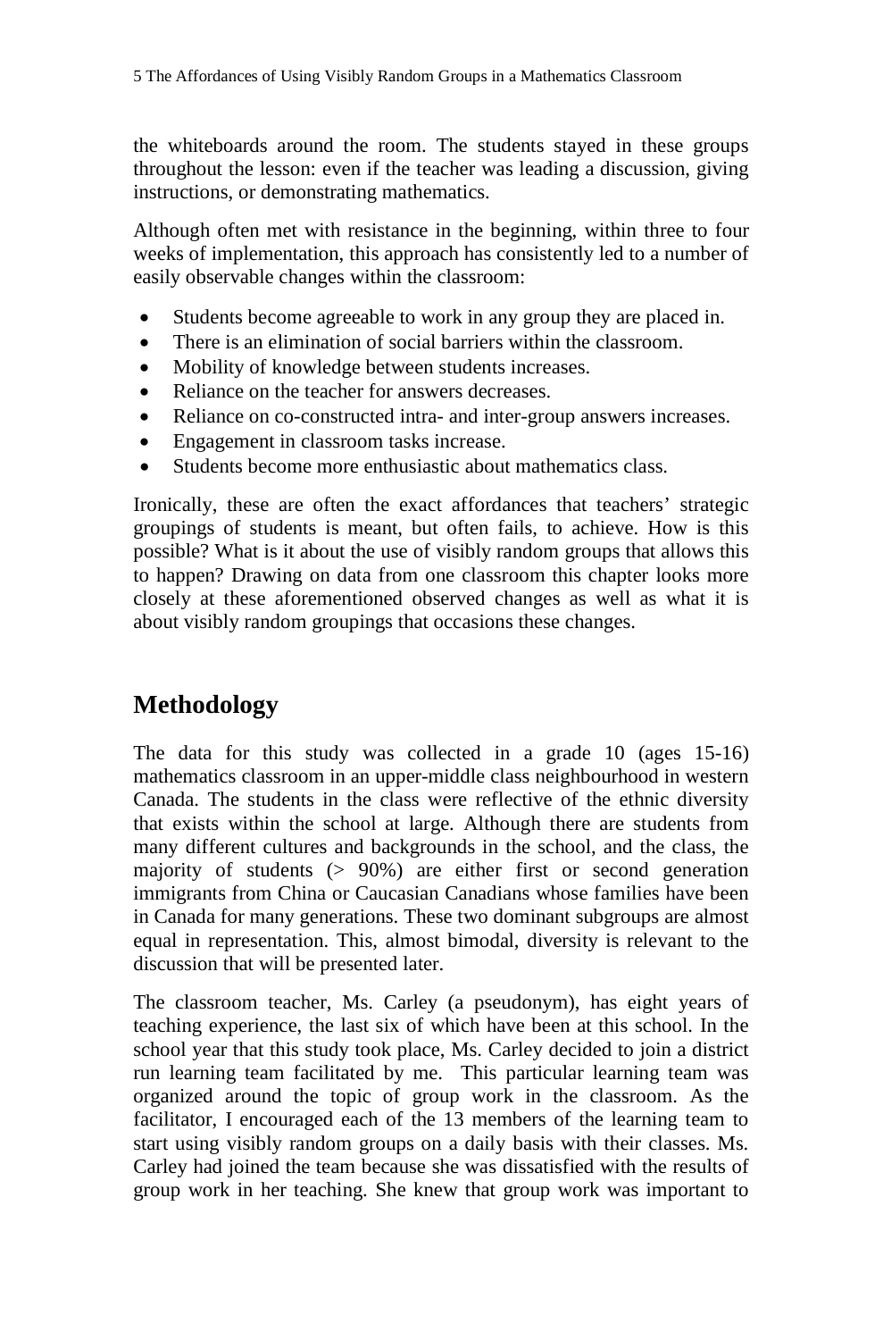the whiteboards around the room. The students stayed in these groups throughout the lesson: even if the teacher was leading a discussion, giving instructions, or demonstrating mathematics.

Although often met with resistance in the beginning, within three to four weeks of implementation, this approach has consistently led to a number of easily observable changes within the classroom:

- Students become agreeable to work in any group they are placed in.
- There is an elimination of social barriers within the classroom.
- Mobility of knowledge between students increases.
- Reliance on the teacher for answers decreases.
- Reliance on co-constructed intra- and inter-group answers increases.
- Engagement in classroom tasks increase.
- Students become more enthusiastic about mathematics class.

Ironically, these are often the exact affordances that teachers' strategic groupings of students is meant, but often fails, to achieve. How is this possible? What is it about the use of visibly random groups that allows this to happen? Drawing on data from one classroom this chapter looks more closely at these aforementioned observed changes as well as what it is about visibly random groupings that occasions these changes.

## Methodology

The data for this study was collected in a grade 10 (ages 15-16) mathematics classroom in an upper-middle class neighbourhood in western Canada. The students in the class were reflective of the ethnic diversity that exists within the school at large. Although there are students from many different cultures and backgrounds in the school, and the class, the majority of students (> 90%) are either first or second generation immigrants from China or Caucasian Canadians whose families have been in Canada for many generations. These two dominant subgroups are almost equal in representation. This, almost bimodal, diversity is relevant to the discussion that will be presented later.

The classroom teacher, Ms. Carley (a pseudonym), has eight years of teaching experience, the last six of which have been at this school. In the school year that this study took place, Ms. Carley decided to join a district run learning team facilitated by me. This particular learning team was organized around the topic of group work in the classroom. As the facilitator, I encouraged each of the 13 members of the learning team to start using visibly random groups on a daily basis with their classes. Ms. Carley had joined the team because she was dissatisfied with the results of group work in her teaching. She knew that group work was important to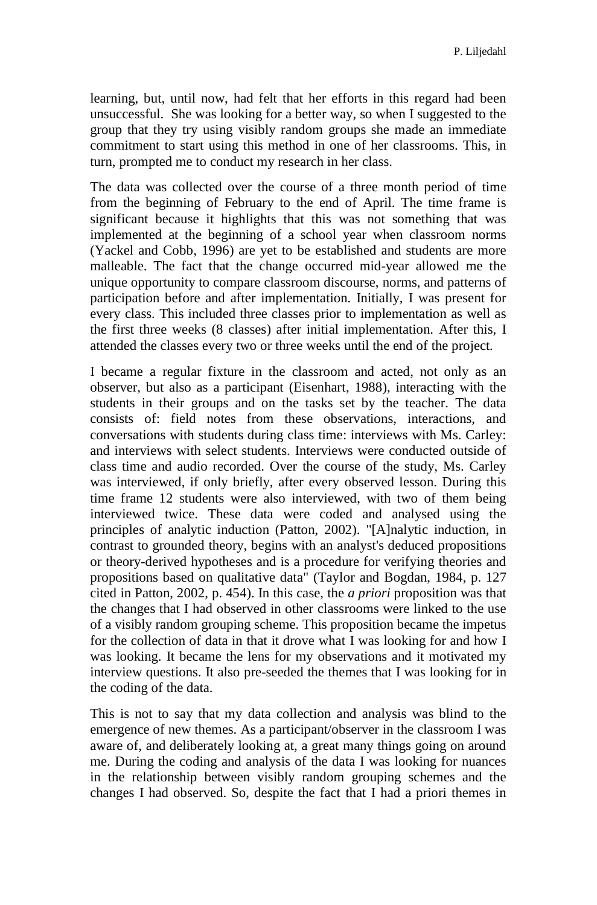learning, but, until now, had felt that her efforts in this regard had been unsuccessful. She was looking for a better way, so when I suggested to the group that they try using visibly random groups she made an immediate commitment to start using this method in one of her classrooms. This, in turn, prompted me to conduct my research in her class.

The data was collected over the course of a three month period of time from the beginning of February to the end of April. The time frame is significant because it highlights that this was not something that was implemented at the beginning of a school year when classroom norms (Yackel and Cobb, 1996) are yet to be established and students are more malleable. The fact that the change occurred mid-year allowed me the unique opportunity to compare classroom discourse, norms, and patterns of participation before and after implementation. Initially, I was present for every class. This included three classes prior to implementation as well as the first three weeks (8 classes) after initial implementation. After this, I attended the classes every two or three weeks until the end of the project.

I became a regular fixture in the classroom and acted, not only as an observer, but also as a participant (Eisenhart, 1988), interacting with the students in their groups and on the tasks set by the teacher. The data consists of: field notes from these observations, interactions, and conversations with students during class time: interviews with Ms. Carley: and interviews with select students. Interviews were conducted outside of class time and audio recorded. Over the course of the study, Ms. Carley was interviewed, if only briefly, after every observed lesson. During this time frame 12 students were also interviewed, with two of them being interviewed twice. These data were coded and analysed using the principles of analytic induction (Patton, 2002). "[A]nalytic induction, in contrast to grounded theory, begins with an analyst's deduced propositions or theory-derived hypotheses and is a procedure for verifying theories and propositions based on qualitative data" (Taylor and Bogdan, 1984, p. 127 cited in Patton, 2002, p. 454). In this case, the *a priori* proposition was that the changes that I had observed in other classrooms were linked to the use of a visibly random grouping scheme. This proposition became the impetus for the collection of data in that it drove what I was looking for and how I was looking. It became the lens for my observations and it motivated my interview questions. It also pre-seeded the themes that I was looking for in the coding of the data.

This is not to say that my data collection and analysis was blind to the emergence of new themes. As a participant/observer in the classroom I was aware of, and deliberately looking at, a great many things going on around me. During the coding and analysis of the data I was looking for nuances in the relationship between visibly random grouping schemes and the changes I had observed. So, despite the fact that I had a priori themes in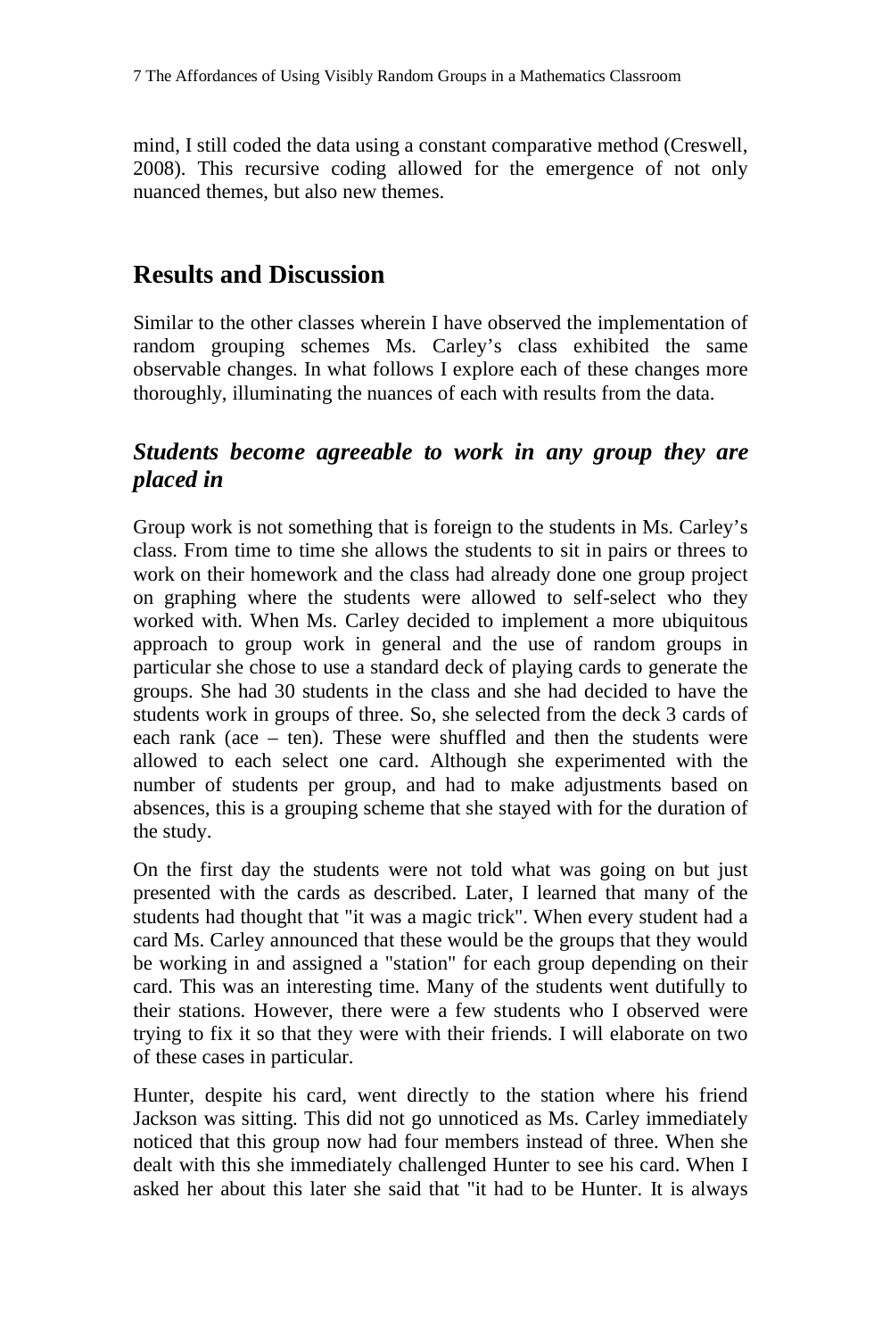mind, I still coded the data using a constant comparative method (Creswell, 2008). This recursive coding allowed for the emergence of not only nuanced themes, but also new themes.

## Results and Discussion

Similar to the other classes wherein I have observed the implementation of random grouping schemes Ms. Carley's class exhibited the same observable changes. In what follows I explore each of these changes more thoroughly, illuminating the nuances of each with results from the data.

### *Students become agreeable to work in any group they are placed in*

Group work is not something that is foreign to the students in Ms. Carley's class. From time to time she allows the students to sit in pairs or threes to work on their homework and the class had already done one group project on graphing where the students were allowed to self-select who they worked with. When Ms. Carley decided to implement a more ubiquitous approach to group work in general and the use of random groups in particular she chose to use a standard deck of playing cards to generate the groups. She had 30 students in the class and she had decided to have the students work in groups of three. So, she selected from the deck 3 cards of each rank (ace – ten). These were shuffled and then the students were allowed to each select one card. Although she experimented with the number of students per group, and had to make adjustments based on absences, this is a grouping scheme that she stayed with for the duration of the study.

On the first day the students were not told what was going on but just presented with the cards as described. Later, I learned that many of the students had thought that "it was a magic trick". When every student had a card Ms. Carley announced that these would be the groups that they would be working in and assigned a "station" for each group depending on their card. This was an interesting time. Many of the students went dutifully to their stations. However, there were a few students who I observed were trying to fix it so that they were with their friends. I will elaborate on two of these cases in particular.

Hunter, despite his card, went directly to the station where his friend Jackson was sitting. This did not go unnoticed as Ms. Carley immediately noticed that this group now had four members instead of three. When she dealt with this she immediately challenged Hunter to see his card. When I asked her about this later she said that "it had to be Hunter. It is always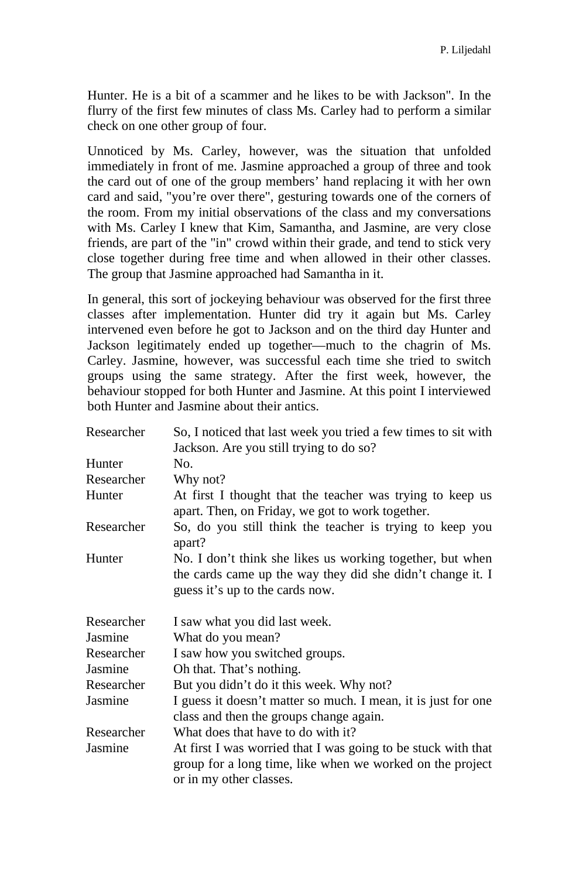Hunter. He is a bit of a scammer and he likes to be with Jackson". In the flurry of the first few minutes of class Ms. Carley had to perform a similar check on one other group of four.

Unnoticed by Ms. Carley, however, was the situation that unfolded immediately in front of me. Jasmine approached a group of three and took the card out of one of the group members' hand replacing it with her own card and said, "you're over there", gesturing towards one of the corners of the room. From my initial observations of the class and my conversations with Ms. Carley I knew that Kim, Samantha, and Jasmine, are very close friends, are part of the "in" crowd within their grade, and tend to stick very close together during free time and when allowed in their other classes. The group that Jasmine approached had Samantha in it.

In general, this sort of jockeying behaviour was observed for the first three classes after implementation. Hunter did try it again but Ms. Carley intervened even before he got to Jackson and on the third day Hunter and Jackson legitimately ended up together—much to the chagrin of Ms. Carley. Jasmine, however, was successful each time she tried to switch groups using the same strategy. After the first week, however, the behaviour stopped for both Hunter and Jasmine. At this point I interviewed both Hunter and Jasmine about their antics.

| | |
|---|---|
| Researcher | So, I noticed that last week you tried a few times to sit with Jackson. Are you still trying to do so? |
| Hunter | No. |
| Researcher | Why not? |
| Hunter | At first I thought that the teacher was trying to keep us apart. Then, on Friday, we got to work together. |
| Researcher | So, do you still think the teacher is trying to keep you apart? |
| Hunter | No. I don't think she likes us working together, but when the cards came up the way they did she didn't change it. I guess it's up to the cards now. |

| | |
|---|---|
| Researcher | I saw what you did last week. |
| Jasmine | What do you mean? |
| Researcher | I saw how you switched groups. |
| Jasmine | Oh that. That's nothing. |
| Researcher | But you didn't do it this week. Why not? |
| Jasmine | I guess it doesn't matter so much. I mean, it is just for one class and then the groups change again. |
| Researcher | What does that have to do with it? |
| Jasmine | At first I was worried that I was going to be stuck with that group for a long time, like when we worked on the project or in my other classes. |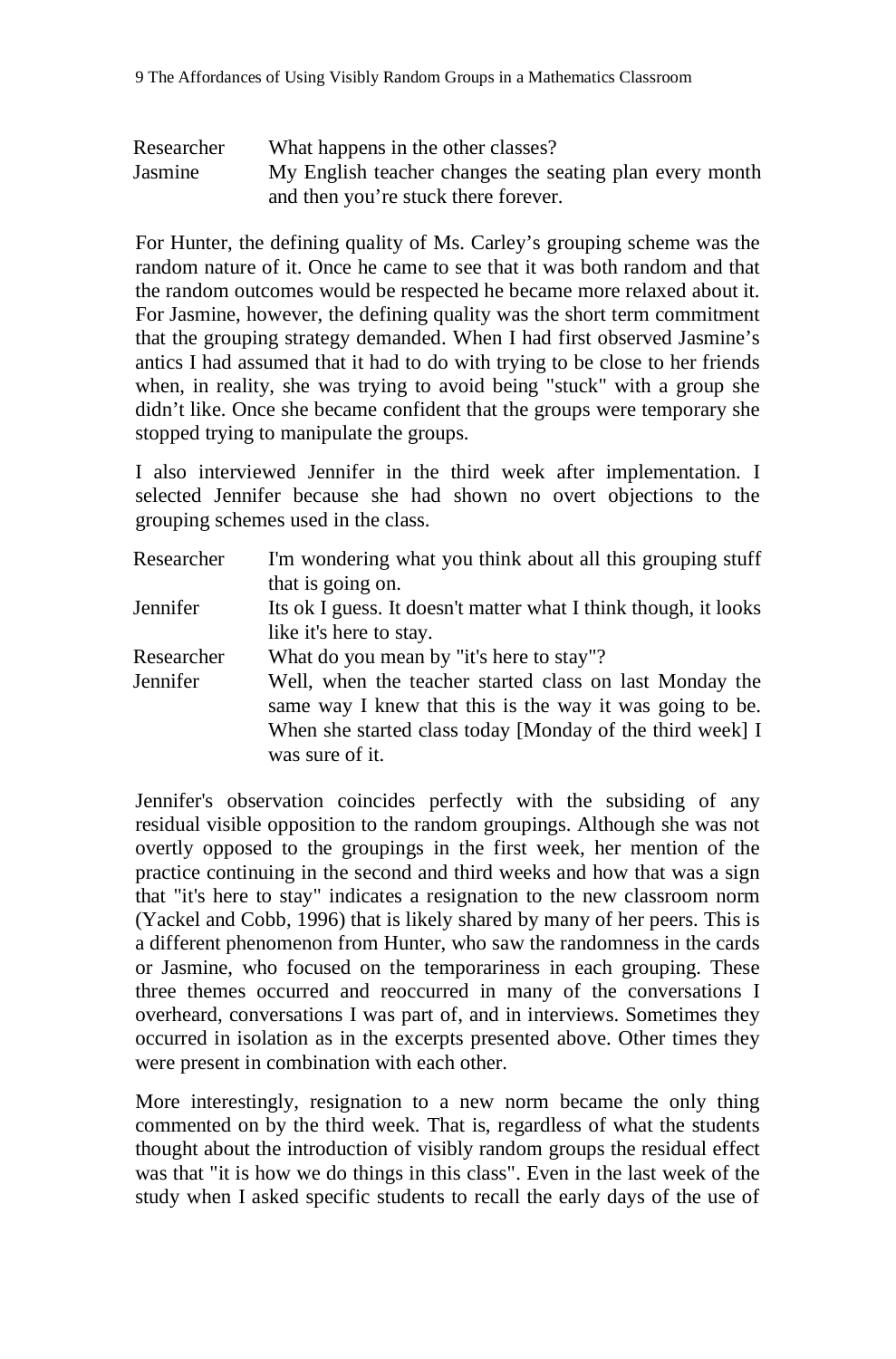| | |
|---|---|
| Researcher | What happens in the other classes? |
| Jasmine | My English teacher changes the seating plan every month and then you're stuck there forever. |

For Hunter, the defining quality of Ms. Carley's grouping scheme was the random nature of it. Once he came to see that it was both random and that the random outcomes would be respected he became more relaxed about it. For Jasmine, however, the defining quality was the short term commitment that the grouping strategy demanded. When I had first observed Jasmine's antics I had assumed that it had to do with trying to be close to her friends when, in reality, she was trying to avoid being "stuck" with a group she didn't like. Once she became confident that the groups were temporary she stopped trying to manipulate the groups.

I also interviewed Jennifer in the third week after implementation. I selected Jennifer because she had shown no overt objections to the grouping schemes used in the class.

| | |
|---|---|
| Researcher | I'm wondering what you think about all this grouping stuff that is going on. |
| Jennifer | Its ok I guess. It doesn't matter what I think though, it looks like it's here to stay. |
| Researcher | What do you mean by "it's here to stay"? |
| Jennifer | Well, when the teacher started class on last Monday the same way I knew that this is the way it was going to be. When she started class today [Monday of the third week] I was sure of it. |

Jennifer's observation coincides perfectly with the subsiding of any residual visible opposition to the random groupings. Although she was not overtly opposed to the groupings in the first week, her mention of the practice continuing in the second and third weeks and how that was a sign that "it's here to stay" indicates a resignation to the new classroom norm (Yackel and Cobb, 1996) that is likely shared by many of her peers. This is a different phenomenon from Hunter, who saw the randomness in the cards or Jasmine, who focused on the temporariness in each grouping. These three themes occurred and reoccurred in many of the conversations I overheard, conversations I was part of, and in interviews. Sometimes they occurred in isolation as in the excerpts presented above. Other times they were present in combination with each other.

More interestingly, resignation to a new norm became the only thing commented on by the third week. That is, regardless of what the students thought about the introduction of visibly random groups the residual effect was that "it is how we do things in this class". Even in the last week of the study when I asked specific students to recall the early days of the use of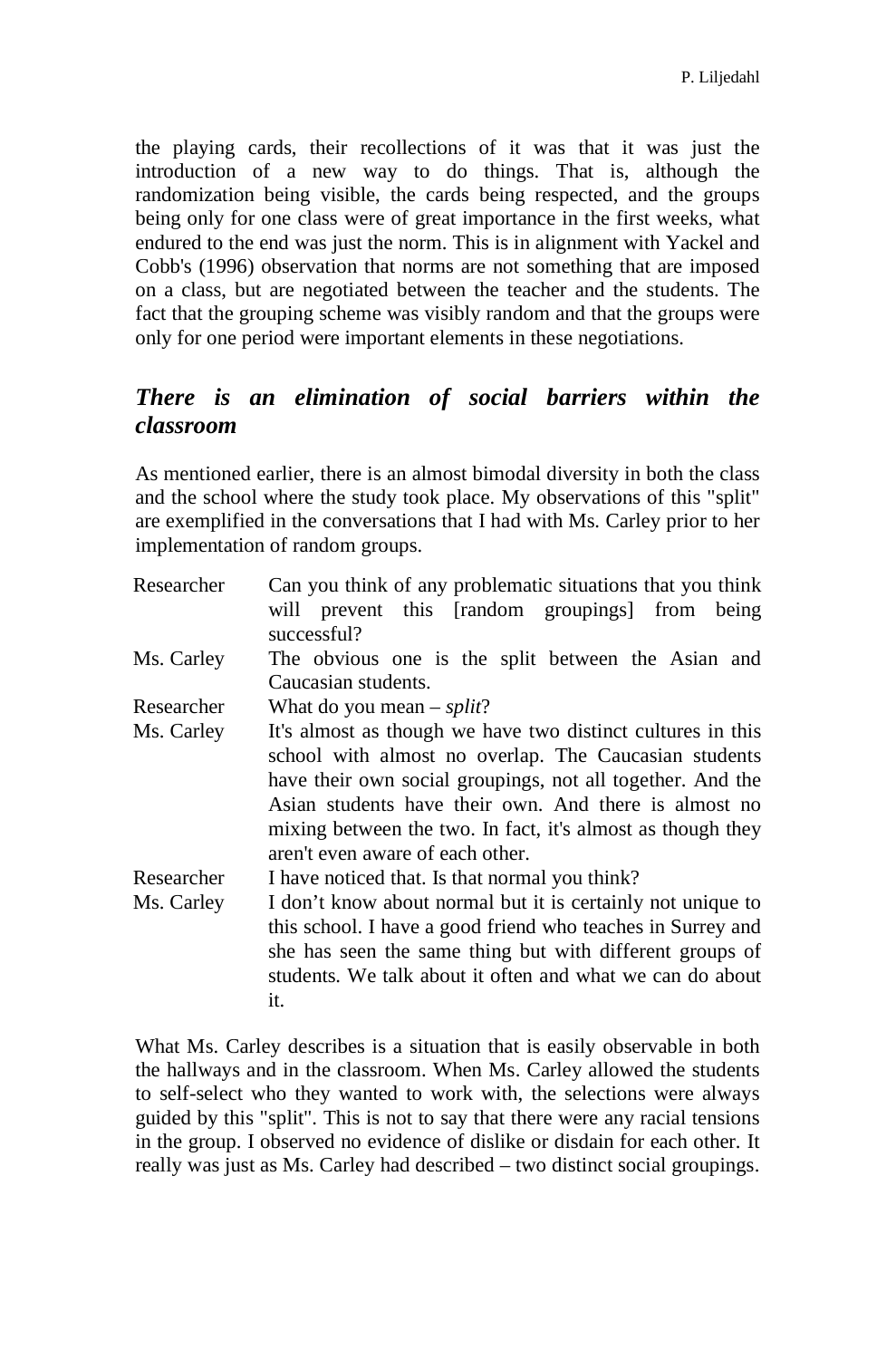the playing cards, their recollections of it was that it was just the introduction of a new way to do things. That is, although the randomization being visible, the cards being respected, and the groups being only for one class were of great importance in the first weeks, what endured to the end was just the norm. This is in alignment with Yackel and Cobb's (1996) observation that norms are not something that are imposed on a class, but are negotiated between the teacher and the students. The fact that the grouping scheme was visibly random and that the groups were only for one period were important elements in these negotiations.

## *There is an elimination of social barriers within the classroom*

As mentioned earlier, there is an almost bimodal diversity in both the class and the school where the study took place. My observations of this "split" are exemplified in the conversations that I had with Ms. Carley prior to her implementation of random groups.

| | |
|---|---|
| Researcher | Can you think of any problematic situations that you think will prevent this [random groupings] from being successful? |
| Ms. Carley | The obvious one is the split between the Asian and Caucasian students. |
| Researcher | What do you mean – *split*? |
| Ms. Carley | It's almost as though we have two distinct cultures in this school with almost no overlap. The Caucasian students have their own social groupings, not all together. And the Asian students have their own. And there is almost no mixing between the two. In fact, it's almost as though they aren't even aware of each other. |
| Researcher | I have noticed that. Is that normal you think? |
| Ms. Carley | I don't know about normal but it is certainly not unique to this school. I have a good friend who teaches in Surrey and she has seen the same thing but with different groups of students. We talk about it often and what we can do about it. |

What Ms. Carley describes is a situation that is easily observable in both the hallways and in the classroom. When Ms. Carley allowed the students to self-select who they wanted to work with, the selections were always guided by this "split". This is not to say that there were any racial tensions in the group. I observed no evidence of dislike or disdain for each other. It really was just as Ms. Carley had described – two distinct social groupings.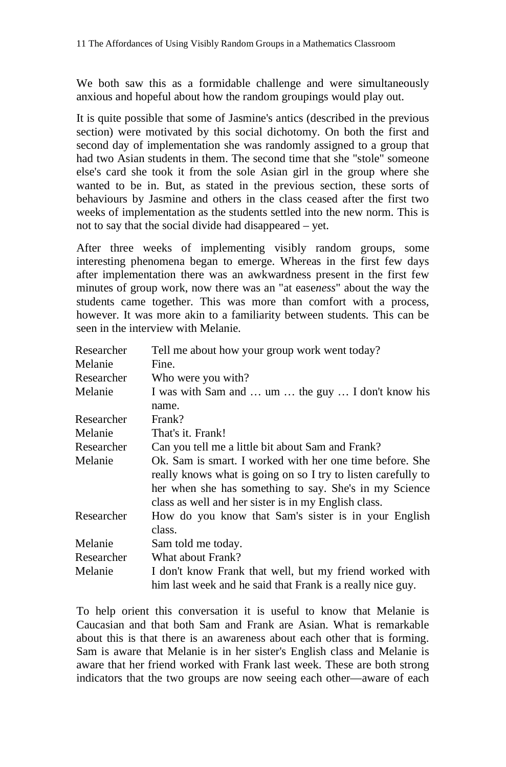We both saw this as a formidable challenge and were simultaneously anxious and hopeful about how the random groupings would play out.

It is quite possible that some of Jasmine's antics (described in the previous section) were motivated by this social dichotomy. On both the first and second day of implementation she was randomly assigned to a group that had two Asian students in them. The second time that she "stole" someone else's card she took it from the sole Asian girl in the group where she wanted to be in. But, as stated in the previous section, these sorts of behaviours by Jasmine and others in the class ceased after the first two weeks of implementation as the students settled into the new norm. This is not to say that the social divide had disappeared – yet.

After three weeks of implementing visibly random groups, some interesting phenomena began to emerge. Whereas in the first few days after implementation there was an awkwardness present in the first few minutes of group work, now there was an "at ease*ness*" about the way the students came together. This was more than comfort with a process, however. It was more akin to a familiarity between students. This can be seen in the interview with Melanie.

| | |
|---|---|
| Researcher | Tell me about how your group work went today? |
| Melanie | Fine. |
| Researcher | Who were you with? |
| Melanie | I was with Sam and … um … the guy … I don't know his name. |
| Researcher | Frank? |
| Melanie | That's it. Frank! |
| Researcher | Can you tell me a little bit about Sam and Frank? |
| Melanie | Ok. Sam is smart. I worked with her one time before. She really knows what is going on so I try to listen carefully to her when she has something to say. She's in my Science class as well and her sister is in my English class. |
| Researcher | How do you know that Sam's sister is in your English class. |
| Melanie | Sam told me today. |
| Researcher | What about Frank? |
| Melanie | I don't know Frank that well, but my friend worked with him last week and he said that Frank is a really nice guy. |

To help orient this conversation it is useful to know that Melanie is Caucasian and that both Sam and Frank are Asian. What is remarkable about this is that there is an awareness about each other that is forming. Sam is aware that Melanie is in her sister's English class and Melanie is aware that her friend worked with Frank last week. These are both strong indicators that the two groups are now seeing each other—aware of each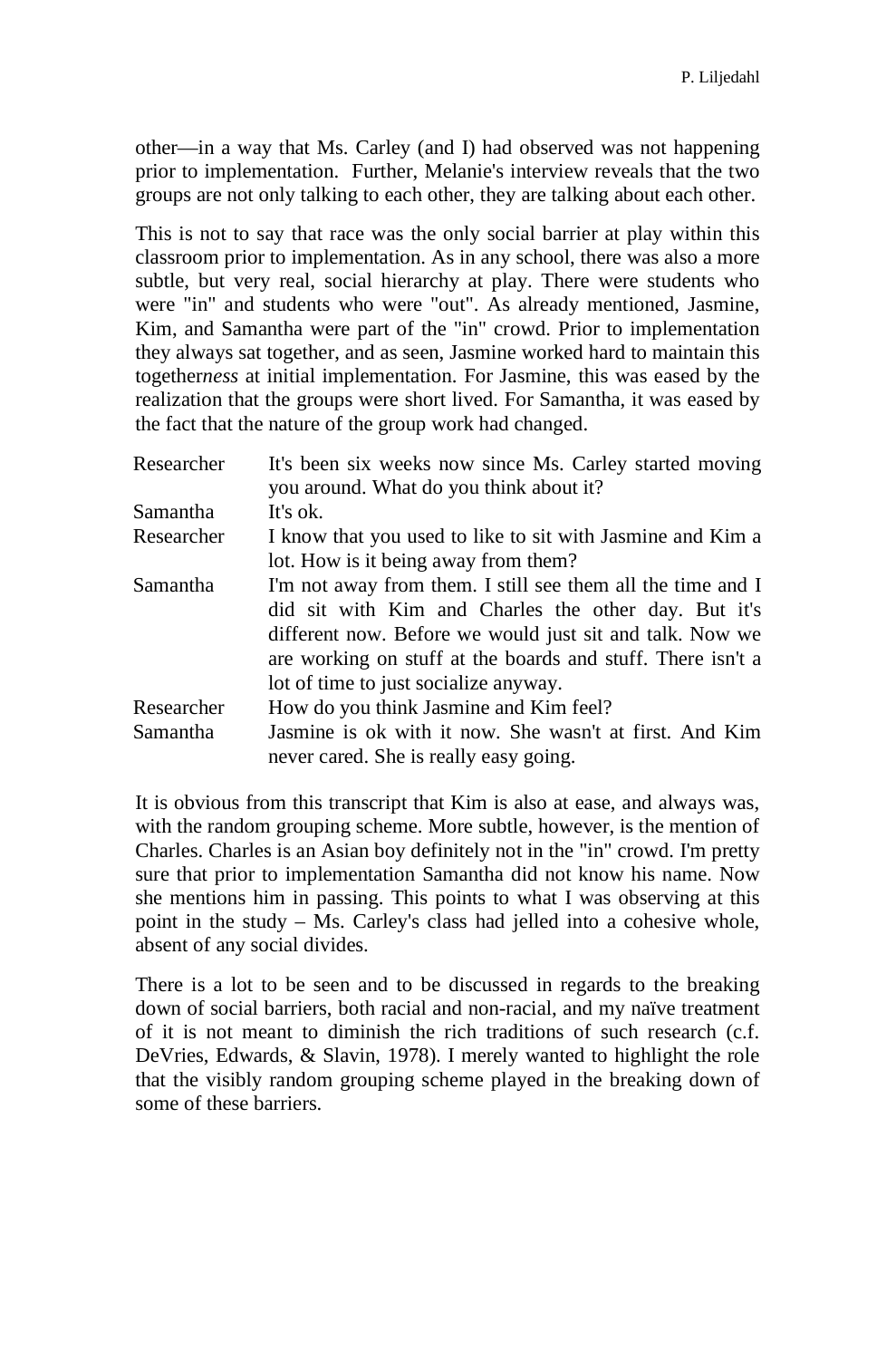other—in a way that Ms. Carley (and I) had observed was not happening prior to implementation. Further, Melanie's interview reveals that the two groups are not only talking to each other, they are talking about each other.

This is not to say that race was the only social barrier at play within this classroom prior to implementation. As in any school, there was also a more subtle, but very real, social hierarchy at play. There were students who were "in" and students who were "out". As already mentioned, Jasmine, Kim, and Samantha were part of the "in" crowd. Prior to implementation they always sat together, and as seen, Jasmine worked hard to maintain this together*ness* at initial implementation. For Jasmine, this was eased by the realization that the groups were short lived. For Samantha, it was eased by the fact that the nature of the group work had changed.

| | |
|---|---|
| Researcher | It's been six weeks now since Ms. Carley started moving you around. What do you think about it? |
| Samantha | It's ok. |
| Researcher | I know that you used to like to sit with Jasmine and Kim a lot. How is it being away from them? |
| Samantha | I'm not away from them. I still see them all the time and I did sit with Kim and Charles the other day. But it's different now. Before we would just sit and talk. Now we are working on stuff at the boards and stuff. There isn't a lot of time to just socialize anyway. |
| Researcher | How do you think Jasmine and Kim feel? |
| Samantha | Jasmine is ok with it now. She wasn't at first. And Kim never cared. She is really easy going. |

It is obvious from this transcript that Kim is also at ease, and always was, with the random grouping scheme. More subtle, however, is the mention of Charles. Charles is an Asian boy definitely not in the "in" crowd. I'm pretty sure that prior to implementation Samantha did not know his name. Now she mentions him in passing. This points to what I was observing at this point in the study – Ms. Carley's class had jelled into a cohesive whole, absent of any social divides.

There is a lot to be seen and to be discussed in regards to the breaking down of social barriers, both racial and non-racial, and my naïve treatment of it is not meant to diminish the rich traditions of such research (c.f. DeVries, Edwards, & Slavin, 1978). I merely wanted to highlight the role that the visibly random grouping scheme played in the breaking down of some of these barriers.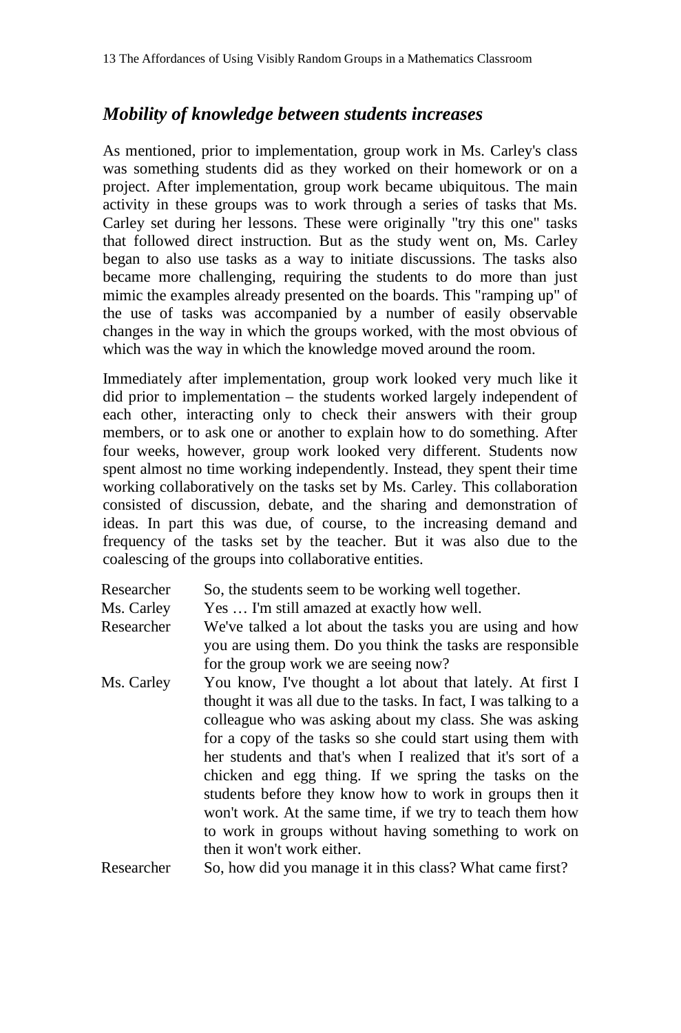## *Mobility of knowledge between students increases*

As mentioned, prior to implementation, group work in Ms. Carley's class was something students did as they worked on their homework or on a project. After implementation, group work became ubiquitous. The main activity in these groups was to work through a series of tasks that Ms. Carley set during her lessons. These were originally "try this one" tasks that followed direct instruction. But as the study went on, Ms. Carley began to also use tasks as a way to initiate discussions. The tasks also became more challenging, requiring the students to do more than just mimic the examples already presented on the boards. This "ramping up" of the use of tasks was accompanied by a number of easily observable changes in the way in which the groups worked, with the most obvious of which was the way in which the knowledge moved around the room.

Immediately after implementation, group work looked very much like it did prior to implementation – the students worked largely independent of each other, interacting only to check their answers with their group members, or to ask one or another to explain how to do something. After four weeks, however, group work looked very different. Students now spent almost no time working independently. Instead, they spent their time working collaboratively on the tasks set by Ms. Carley. This collaboration consisted of discussion, debate, and the sharing and demonstration of ideas. In part this was due, of course, to the increasing demand and frequency of the tasks set by the teacher. But it was also due to the coalescing of the groups into collaborative entities.

| | |
|---|---|
| Researcher | So, the students seem to be working well together. |
| Ms. Carley | Yes … I'm still amazed at exactly how well. |
| Researcher | We've talked a lot about the tasks you are using and how you are using them. Do you think the tasks are responsible for the group work we are seeing now? |
| Ms. Carley | You know, I've thought a lot about that lately. At first I thought it was all due to the tasks. In fact, I was talking to a colleague who was asking about my class. She was asking for a copy of the tasks so she could start using them with her students and that's when I realized that it's sort of a chicken and egg thing. If we spring the tasks on the students before they know how to work in groups then it won't work. At the same time, if we try to teach them how to work in groups without having something to work on then it won't work either. |
| Researcher | So, how did you manage it in this class? What came first? |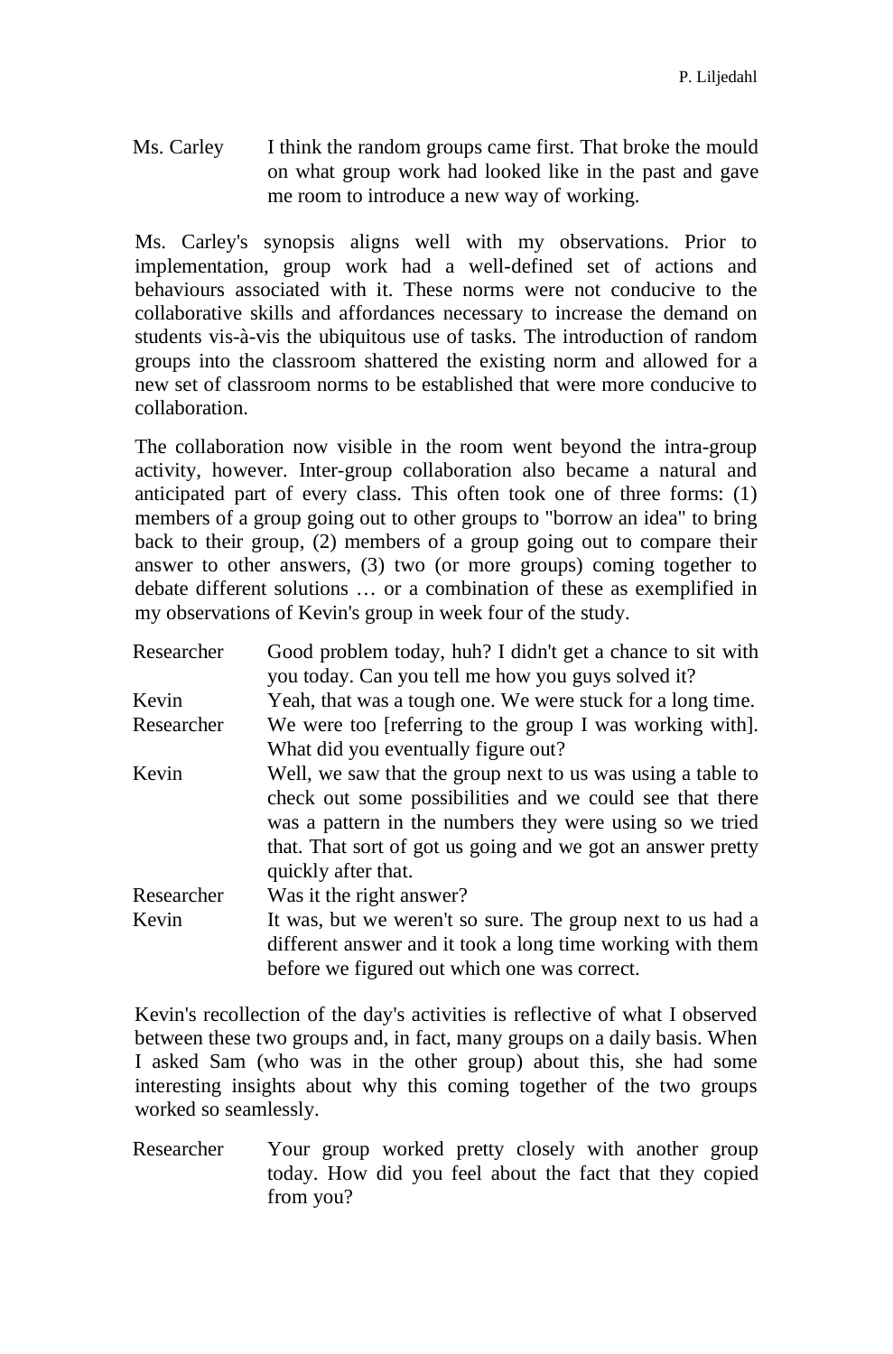| | |
|---|---|
| Ms. Carley | I think the random groups came first. That broke the mould on what group work had looked like in the past and gave me room to introduce a new way of working. |

Ms. Carley's synopsis aligns well with my observations. Prior to implementation, group work had a well-defined set of actions and behaviours associated with it. These norms were not conducive to the collaborative skills and affordances necessary to increase the demand on students vis-à-vis the ubiquitous use of tasks. The introduction of random groups into the classroom shattered the existing norm and allowed for a new set of classroom norms to be established that were more conducive to collaboration.

The collaboration now visible in the room went beyond the intra-group activity, however. Inter-group collaboration also became a natural and anticipated part of every class. This often took one of three forms: (1) members of a group going out to other groups to "borrow an idea" to bring back to their group, (2) members of a group going out to compare their answer to other answers, (3) two (or more groups) coming together to debate different solutions … or a combination of these as exemplified in my observations of Kevin's group in week four of the study.

| | |
|---|---|
| Researcher | Good problem today, huh? I didn't get a chance to sit with you today. Can you tell me how you guys solved it? |
| Kevin | Yeah, that was a tough one. We were stuck for a long time. |
| Researcher | We were too [referring to the group I was working with]. What did you eventually figure out? |
| Kevin | Well, we saw that the group next to us was using a table to check out some possibilities and we could see that there was a pattern in the numbers they were using so we tried that. That sort of got us going and we got an answer pretty quickly after that. |
| Researcher | Was it the right answer? |
| Kevin | It was, but we weren't so sure. The group next to us had a different answer and it took a long time working with them before we figured out which one was correct. |

Kevin's recollection of the day's activities is reflective of what I observed between these two groups and, in fact, many groups on a daily basis. When I asked Sam (who was in the other group) about this, she had some interesting insights about why this coming together of the two groups worked so seamlessly.

| | |
|---|---|
| Researcher | Your group worked pretty closely with another group today. How did you feel about the fact that they copied from you? |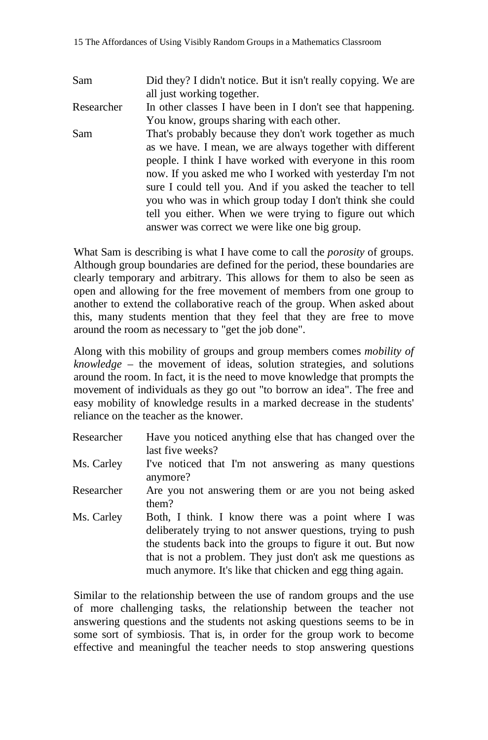| | |
|---|---|
| Sam | Did they? I didn't notice. But it isn't really copying. We are all just working together. |
| Researcher | In other classes I have been in I don't see that happening. You know, groups sharing with each other. |
| Sam | That's probably because they don't work together as much as we have. I mean, we are always together with different people. I think I have worked with everyone in this room now. If you asked me who I worked with yesterday I'm not sure I could tell you. And if you asked the teacher to tell you who was in which group today I don't think she could tell you either. When we were trying to figure out which answer was correct we were like one big group. |

What Sam is describing is what I have come to call the *porosity* of groups. Although group boundaries are defined for the period, these boundaries are clearly temporary and arbitrary. This allows for them to also be seen as open and allowing for the free movement of members from one group to another to extend the collaborative reach of the group. When asked about this, many students mention that they feel that they are free to move around the room as necessary to "get the job done".

Along with this mobility of groups and group members comes *mobility of knowledge* – the movement of ideas, solution strategies, and solutions around the room. In fact, it is the need to move knowledge that prompts the movement of individuals as they go out "to borrow an idea". The free and easy mobility of knowledge results in a marked decrease in the students' reliance on the teacher as the knower.

| | |
|---|---|
| Researcher | Have you noticed anything else that has changed over the last five weeks? |
| Ms. Carley | I've noticed that I'm not answering as many questions anymore? |
| Researcher | Are you not answering them or are you not being asked them? |
| Ms. Carley | Both, I think. I know there was a point where I was deliberately trying to not answer questions, trying to push the students back into the groups to figure it out. But now that is not a problem. They just don't ask me questions as much anymore. It's like that chicken and egg thing again. |

Similar to the relationship between the use of random groups and the use of more challenging tasks, the relationship between the teacher not answering questions and the students not asking questions seems to be in some sort of symbiosis. That is, in order for the group work to become effective and meaningful the teacher needs to stop answering questions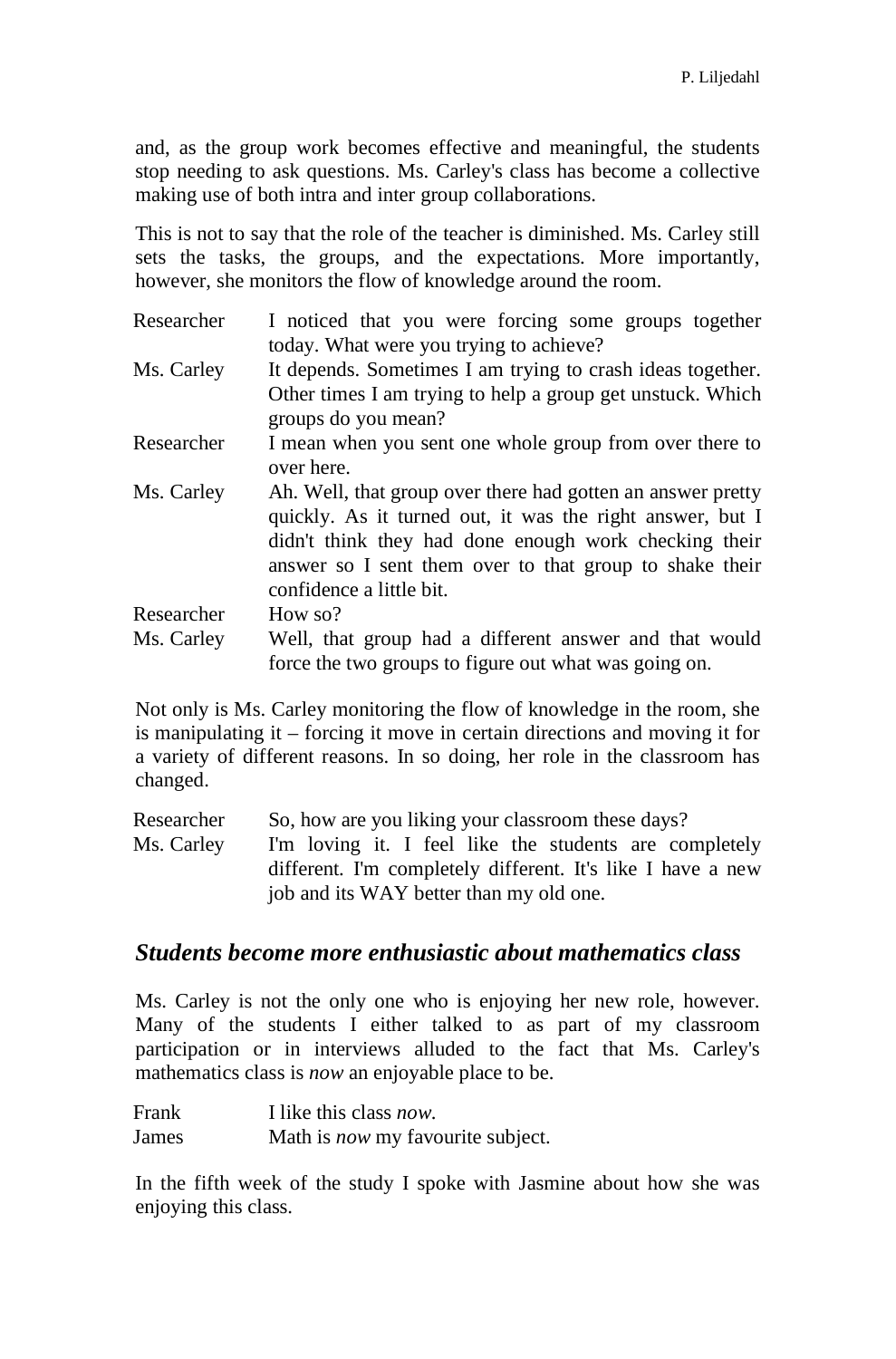and, as the group work becomes effective and meaningful, the students stop needing to ask questions. Ms. Carley's class has become a collective making use of both intra and inter group collaborations.

This is not to say that the role of the teacher is diminished. Ms. Carley still sets the tasks, the groups, and the expectations. More importantly, however, she monitors the flow of knowledge around the room.

| | |
|---|---|
| Researcher | I noticed that you were forcing some groups together today. What were you trying to achieve? |
| Ms. Carley | It depends. Sometimes I am trying to crash ideas together. Other times I am trying to help a group get unstuck. Which groups do you mean? |
| Researcher | I mean when you sent one whole group from over there to over here. |
| Ms. Carley | Ah. Well, that group over there had gotten an answer pretty quickly. As it turned out, it was the right answer, but I didn't think they had done enough work checking their answer so I sent them over to that group to shake their confidence a little bit. |
| Researcher | How so? |
| Ms. Carley | Well, that group had a different answer and that would force the two groups to figure out what was going on. |

Not only is Ms. Carley monitoring the flow of knowledge in the room, she is manipulating it – forcing it move in certain directions and moving it for a variety of different reasons. In so doing, her role in the classroom has changed.

| | |
|---|---|
| Researcher | So, how are you liking your classroom these days? |
| Ms. Carley | I'm loving it. I feel like the students are completely different. I'm completely different. It's like I have a new job and its WAY better than my old one. |

## *Students become more enthusiastic about mathematics class*

Ms. Carley is not the only one who is enjoying her new role, however. Many of the students I either talked to as part of my classroom participation or in interviews alluded to the fact that Ms. Carley's mathematics class is *now* an enjoyable place to be.

| | |
|---|---|
| Frank | I like this class *now*. |
| James | Math is *now* my favourite subject. |

In the fifth week of the study I spoke with Jasmine about how she was enjoying this class.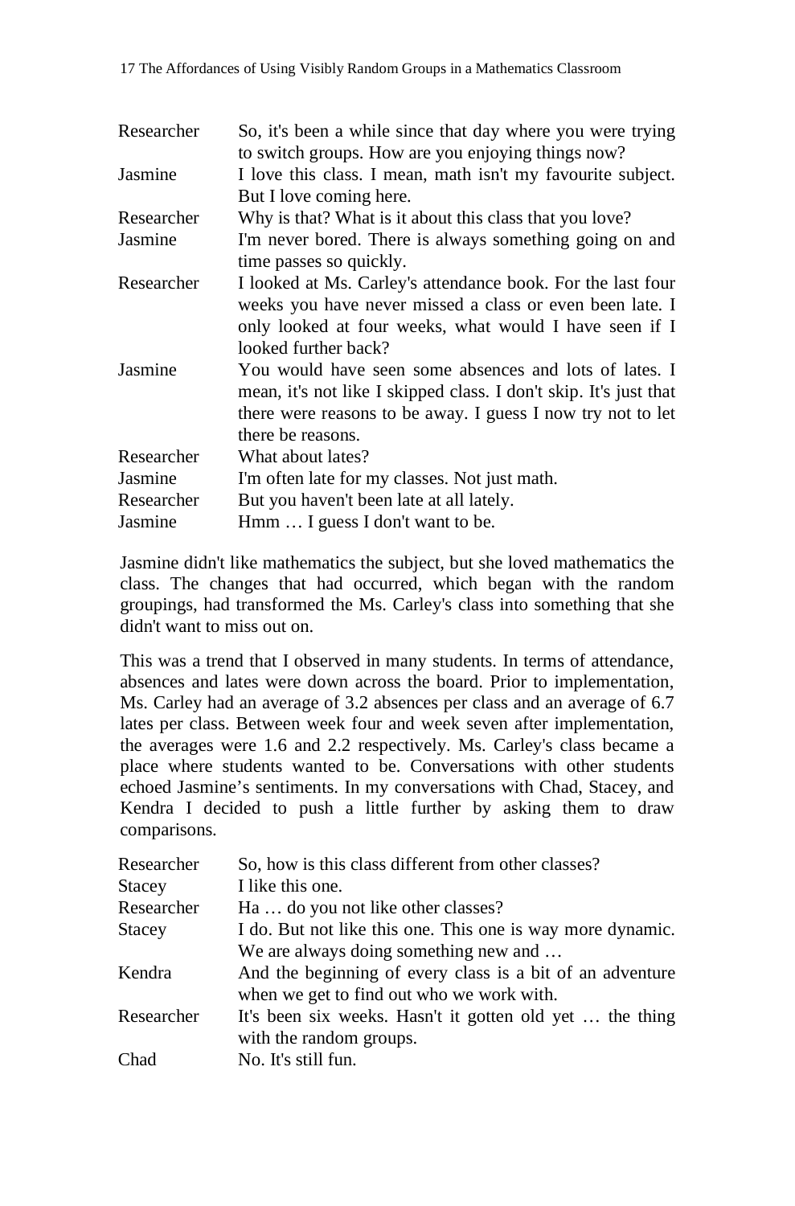| | |
|---|---|
| Researcher | So, it's been a while since that day where you were trying to switch groups. How are you enjoying things now? |
| Jasmine | I love this class. I mean, math isn't my favourite subject. But I love coming here. |
| Researcher | Why is that? What is it about this class that you love? |
| Jasmine | I'm never bored. There is always something going on and time passes so quickly. |
| Researcher | I looked at Ms. Carley's attendance book. For the last four weeks you have never missed a class or even been late. I only looked at four weeks, what would I have seen if I looked further back? |
| Jasmine | You would have seen some absences and lots of lates. I mean, it's not like I skipped class. I don't skip. It's just that there were reasons to be away. I guess I now try not to let there be reasons. |
| Researcher | What about lates? |
| Jasmine | I'm often late for my classes. Not just math. |
| Researcher | But you haven't been late at all lately. |
| Jasmine | Hmm … I guess I don't want to be. |

Jasmine didn't like mathematics the subject, but she loved mathematics the class. The changes that had occurred, which began with the random groupings, had transformed the Ms. Carley's class into something that she didn't want to miss out on.

This was a trend that I observed in many students. In terms of attendance, absences and lates were down across the board. Prior to implementation, Ms. Carley had an average of 3.2 absences per class and an average of 6.7 lates per class. Between week four and week seven after implementation, the averages were 1.6 and 2.2 respectively. Ms. Carley's class became a place where students wanted to be. Conversations with other students echoed Jasmine's sentiments. In my conversations with Chad, Stacey, and Kendra I decided to push a little further by asking them to draw comparisons.

| | |
|---|---|
| Researcher | So, how is this class different from other classes? |
| Stacey | I like this one. |
| Researcher | Ha … do you not like other classes? |
| Stacey | I do. But not like this one. This one is way more dynamic. We are always doing something new and … |
| Kendra | And the beginning of every class is a bit of an adventure when we get to find out who we work with. |
| Researcher | It's been six weeks. Hasn't it gotten old yet … the thing with the random groups. |
| Chad | No. It's still fun. |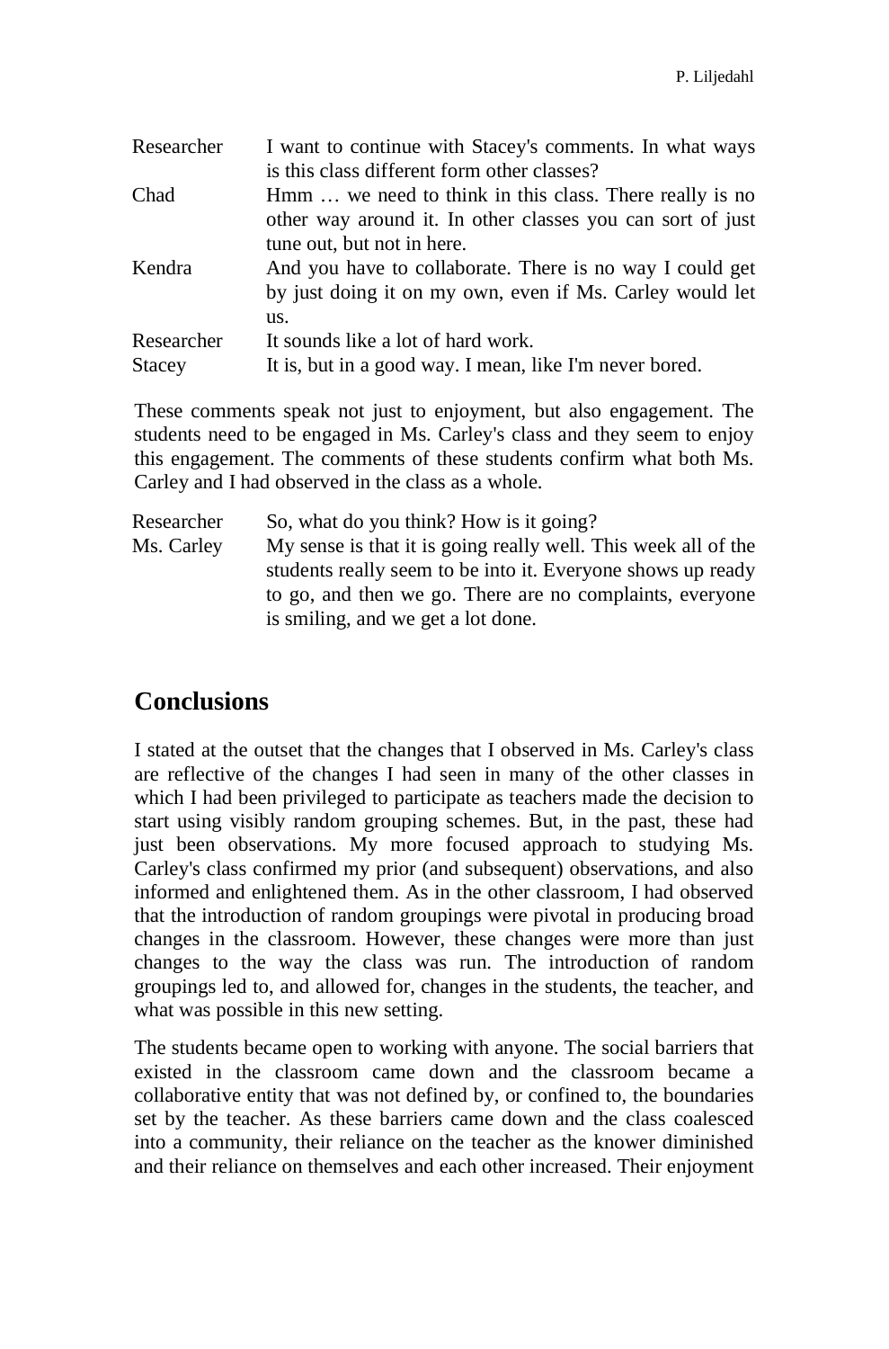| | |
|---|---|
| Researcher | I want to continue with Stacey's comments. In what ways is this class different form other classes? |
| Chad | Hmm … we need to think in this class. There really is no other way around it. In other classes you can sort of just tune out, but not in here. |
| Kendra | And you have to collaborate. There is no way I could get by just doing it on my own, even if Ms. Carley would let us. |
| Researcher | It sounds like a lot of hard work. |
| Stacey | It is, but in a good way. I mean, like I'm never bored. |

These comments speak not just to enjoyment, but also engagement. The students need to be engaged in Ms. Carley's class and they seem to enjoy this engagement. The comments of these students confirm what both Ms. Carley and I had observed in the class as a whole.

| | |
|---|---|
| Researcher | So, what do you think? How is it going? |
| Ms. Carley | My sense is that it is going really well. This week all of the students really seem to be into it. Everyone shows up ready to go, and then we go. There are no complaints, everyone is smiling, and we get a lot done. |

## Conclusions

I stated at the outset that the changes that I observed in Ms. Carley's class are reflective of the changes I had seen in many of the other classes in which I had been privileged to participate as teachers made the decision to start using visibly random grouping schemes. But, in the past, these had just been observations. My more focused approach to studying Ms. Carley's class confirmed my prior (and subsequent) observations, and also informed and enlightened them. As in the other classroom, I had observed that the introduction of random groupings were pivotal in producing broad changes in the classroom. However, these changes were more than just changes to the way the class was run. The introduction of random groupings led to, and allowed for, changes in the students, the teacher, and what was possible in this new setting.

The students became open to working with anyone. The social barriers that existed in the classroom came down and the classroom became a collaborative entity that was not defined by, or confined to, the boundaries set by the teacher. As these barriers came down and the class coalesced into a community, their reliance on the teacher as the knower diminished and their reliance on themselves and each other increased. Their enjoyment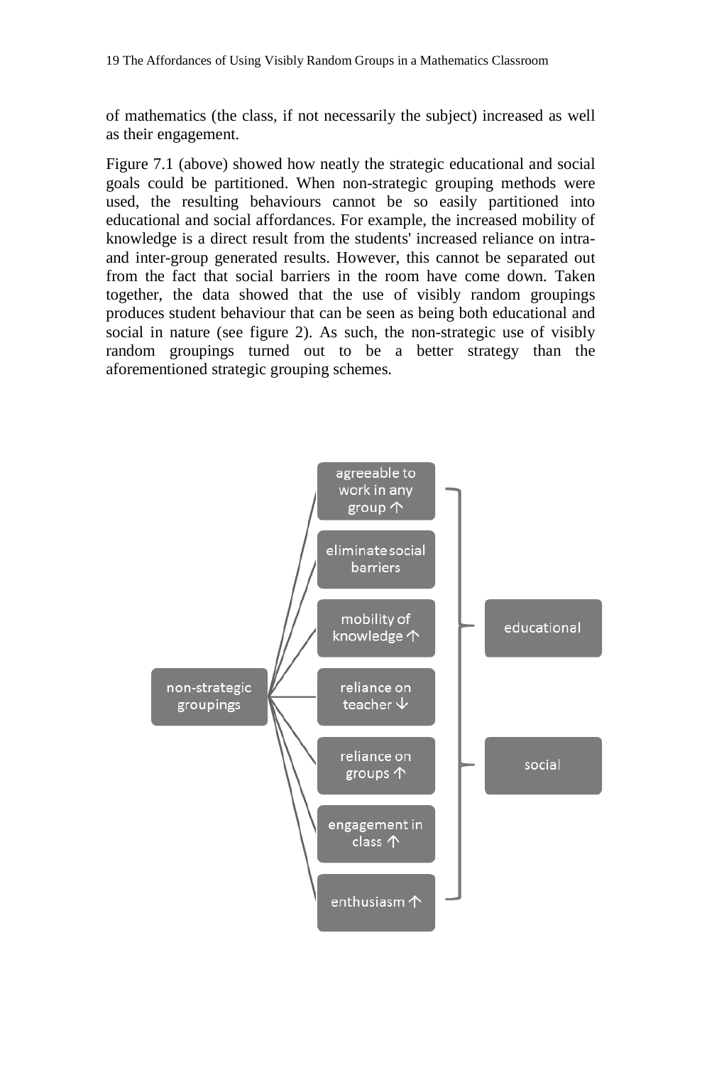of mathematics (the class, if not necessarily the subject) increased as well as their engagement.

Figure 7.1 (above) showed how neatly the strategic educational and social goals could be partitioned. When non-strategic grouping methods were used, the resulting behaviours cannot be so easily partitioned into educational and social affordances. For example, the increased mobility of knowledge is a direct result from the students' increased reliance on intra- and inter-group generated results. However, this cannot be separated out from the fact that social barriers in the room have come down. Taken together, the data showed that the use of visibly random groupings produces student behaviour that can be seen as being both educational and social in nature (see figure 2). As such, the non-strategic use of visibly random groupings turned out to be a better strategy than the aforementioned strategic grouping schemes.

non-strategic groupings

- agreeable to work in any group ↑
- eliminate social barriers
- mobility of knowledge ↑
- reliance on teacher ↓
- reliance on groups ↑
- engagement in class ↑
- enthusiasm ↑

educational

social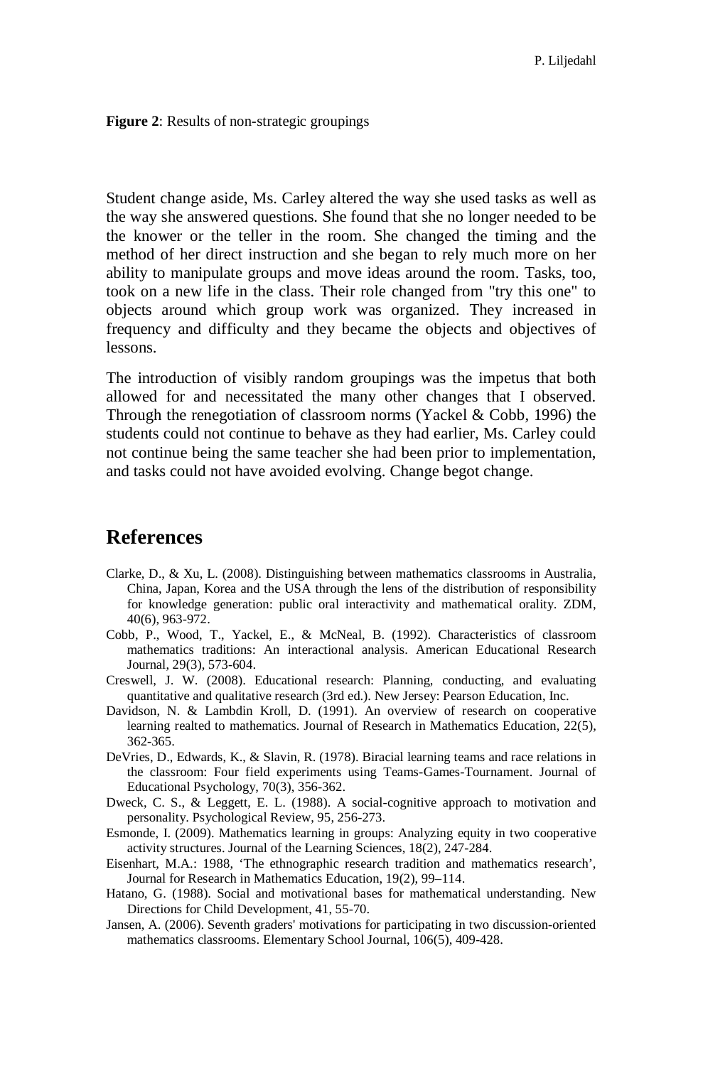**Figure 2**: Results of non-strategic groupings

Student change aside, Ms. Carley altered the way she used tasks as well as the way she answered questions. She found that she no longer needed to be the knower or the teller in the room. She changed the timing and the method of her direct instruction and she began to rely much more on her ability to manipulate groups and move ideas around the room. Tasks, too, took on a new life in the class. Their role changed from "try this one" to objects around which group work was organized. They increased in frequency and difficulty and they became the objects and objectives of lessons.

The introduction of visibly random groupings was the impetus that both allowed for and necessitated the many other changes that I observed. Through the renegotiation of classroom norms (Yackel & Cobb, 1996) the students could not continue to behave as they had earlier, Ms. Carley could not continue being the same teacher she had been prior to implementation, and tasks could not have avoided evolving. Change begot change.

## References

Clarke, D., & Xu, L. (2008). Distinguishing between mathematics classrooms in Australia, China, Japan, Korea and the USA through the lens of the distribution of responsibility for knowledge generation: public oral interactivity and mathematical orality. ZDM, 40(6), 963-972.

Cobb, P., Wood, T., Yackel, E., & McNeal, B. (1992). Characteristics of classroom mathematics traditions: An interactional analysis. American Educational Research Journal, 29(3), 573-604.

Creswell, J. W. (2008). Educational research: Planning, conducting, and evaluating quantitative and qualitative research (3rd ed.). New Jersey: Pearson Education, Inc.

Davidson, N. & Lambdin Kroll, D. (1991). An overview of research on cooperative learning realted to mathematics. Journal of Research in Mathematics Education, 22(5), 362-365.

DeVries, D., Edwards, K., & Slavin, R. (1978). Biracial learning teams and race relations in the classroom: Four field experiments using Teams-Games-Tournament. Journal of Educational Psychology, 70(3), 356-362.

Dweck, C. S., & Leggett, E. L. (1988). A social-cognitive approach to motivation and personality. Psychological Review, 95, 256-273.

Esmonde, I. (2009). Mathematics learning in groups: Analyzing equity in two cooperative activity structures. Journal of the Learning Sciences, 18(2), 247-284.

Eisenhart, M.A.: 1988, 'The ethnographic research tradition and mathematics research', Journal for Research in Mathematics Education, 19(2), 99–114.

Hatano, G. (1988). Social and motivational bases for mathematical understanding. New Directions for Child Development, 41, 55-70.

Jansen, A. (2006). Seventh graders' motivations for participating in two discussion-oriented mathematics classrooms. Elementary School Journal, 106(5), 409-428.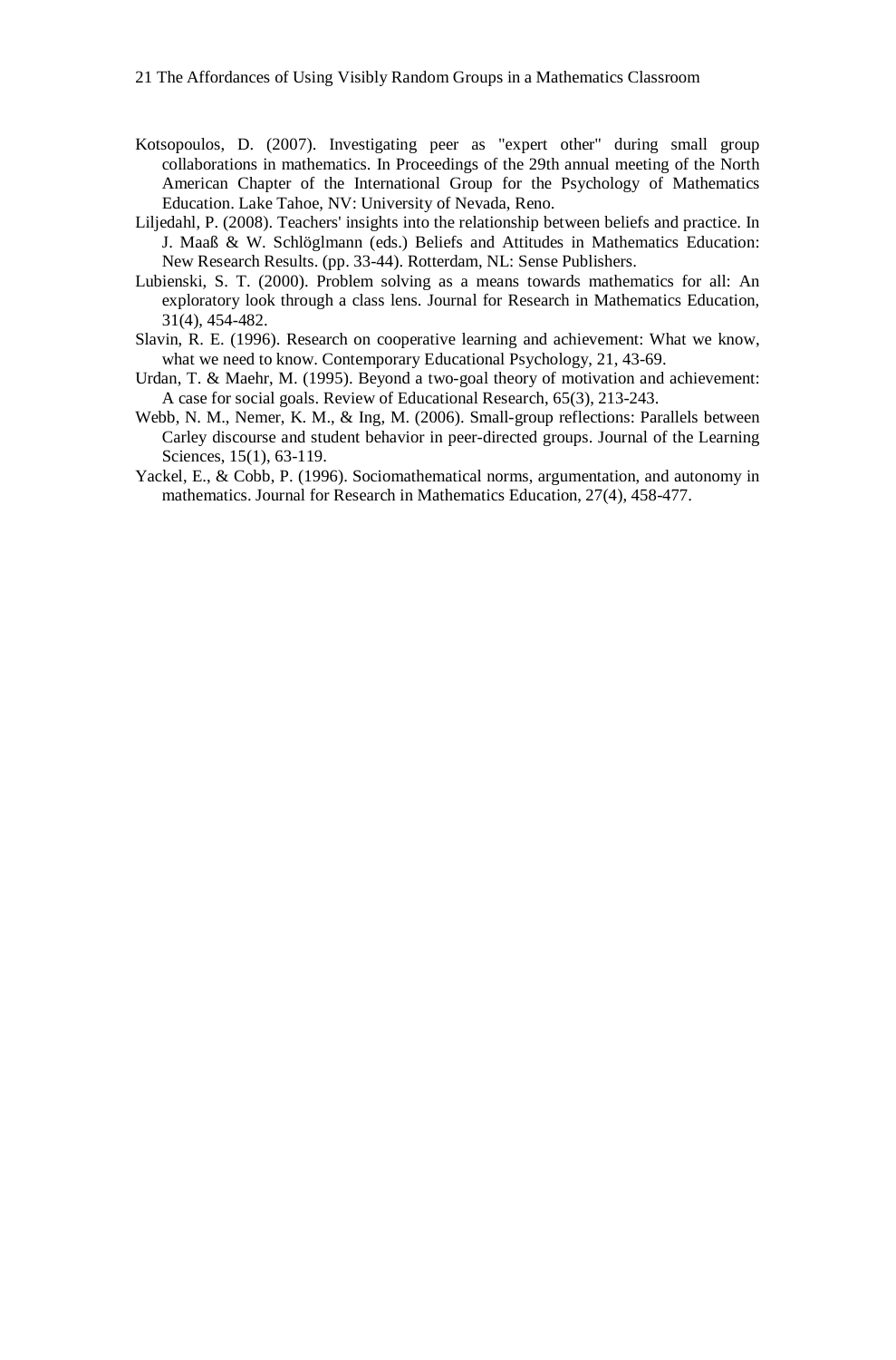Kotsopoulos, D. (2007). Investigating peer as "expert other" during small group collaborations in mathematics. In Proceedings of the 29th annual meeting of the North American Chapter of the International Group for the Psychology of Mathematics Education. Lake Tahoe, NV: University of Nevada, Reno.

Liljedahl, P. (2008). Teachers' insights into the relationship between beliefs and practice. In J. Maaß & W. Schlöglmann (eds.) Beliefs and Attitudes in Mathematics Education: New Research Results. (pp. 33-44). Rotterdam, NL: Sense Publishers.

Lubienski, S. T. (2000). Problem solving as a means towards mathematics for all: An exploratory look through a class lens. Journal for Research in Mathematics Education, 31(4), 454-482.

Slavin, R. E. (1996). Research on cooperative learning and achievement: What we know, what we need to know. Contemporary Educational Psychology, 21, 43-69.

Urdan, T. & Maehr, M. (1995). Beyond a two-goal theory of motivation and achievement: A case for social goals. Review of Educational Research, 65(3), 213-243.

Webb, N. M., Nemer, K. M., & Ing, M. (2006). Small-group reflections: Parallels between Carley discourse and student behavior in peer-directed groups. Journal of the Learning Sciences, 15(1), 63-119.

Yackel, E., & Cobb, P. (1996). Sociomathematical norms, argumentation, and autonomy in mathematics. Journal for Research in Mathematics Education, 27(4), 458-477.